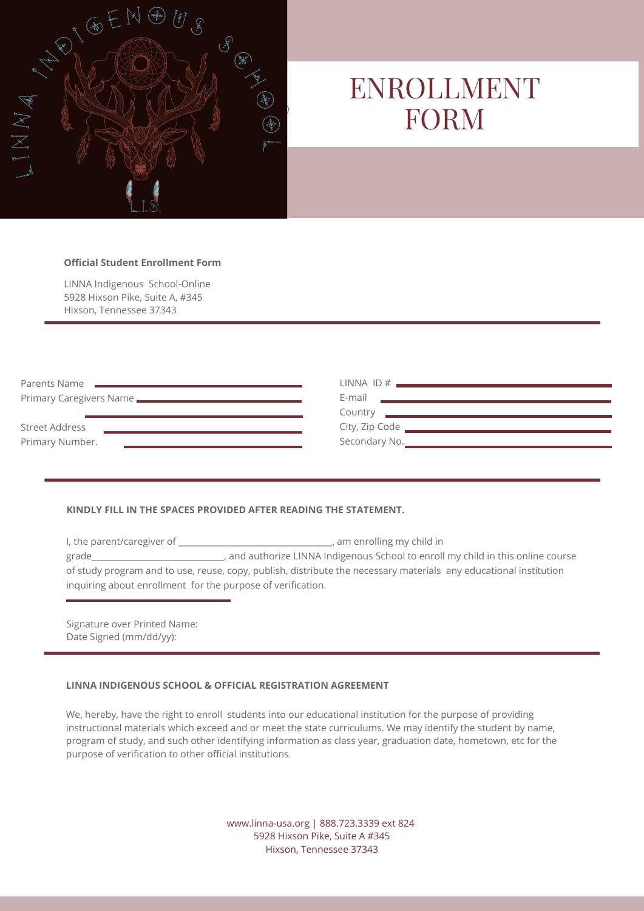# ENROLLMENT FORM

**Official Student Enrollment Form**

LINNA Indigenous School-Online
5928 Hixson Pike, Suite A, #345
Hixson, Tennessee 37343

---

Parents Name ______________________________

Primary Caregivers Name ______________________________

______________________________

Street Address ______________________________

Primary Number. ______________________________

LINNA ID # ______________________________

E-mail ______________________________

Country ______________________________

City, Zip Code ______________________________

Secondary No. ______________________________

---

**KINDLY FILL IN THE SPACES PROVIDED AFTER READING THE STATEMENT.**

I, the parent/caregiver of ________________________________, am enrolling my child in grade____________________________, and authorize LINNA Indigenous School to enroll my child in this online course of study program and to use, reuse, copy, publish, distribute the necessary materials any educational institution inquiring about enrollment for the purpose of verification.

______________________________

Signature over Printed Name:
Date Signed (mm/dd/yy):

---

**LINNA INDIGENOUS SCHOOL & OFFICIAL REGISTRATION AGREEMENT**

We, hereby, have the right to enroll students into our educational institution for the purpose of providing instructional materials which exceed and or meet the state curriculums. We may identify the student by name, program of study, and such other identifying information as class year, graduation date, hometown, etc for the purpose of verification to other official institutions.

www.linna-usa.org | 888.723.3339 ext 824
5928 Hixson Pike, Suite A #345
Hixson, Tennessee 37343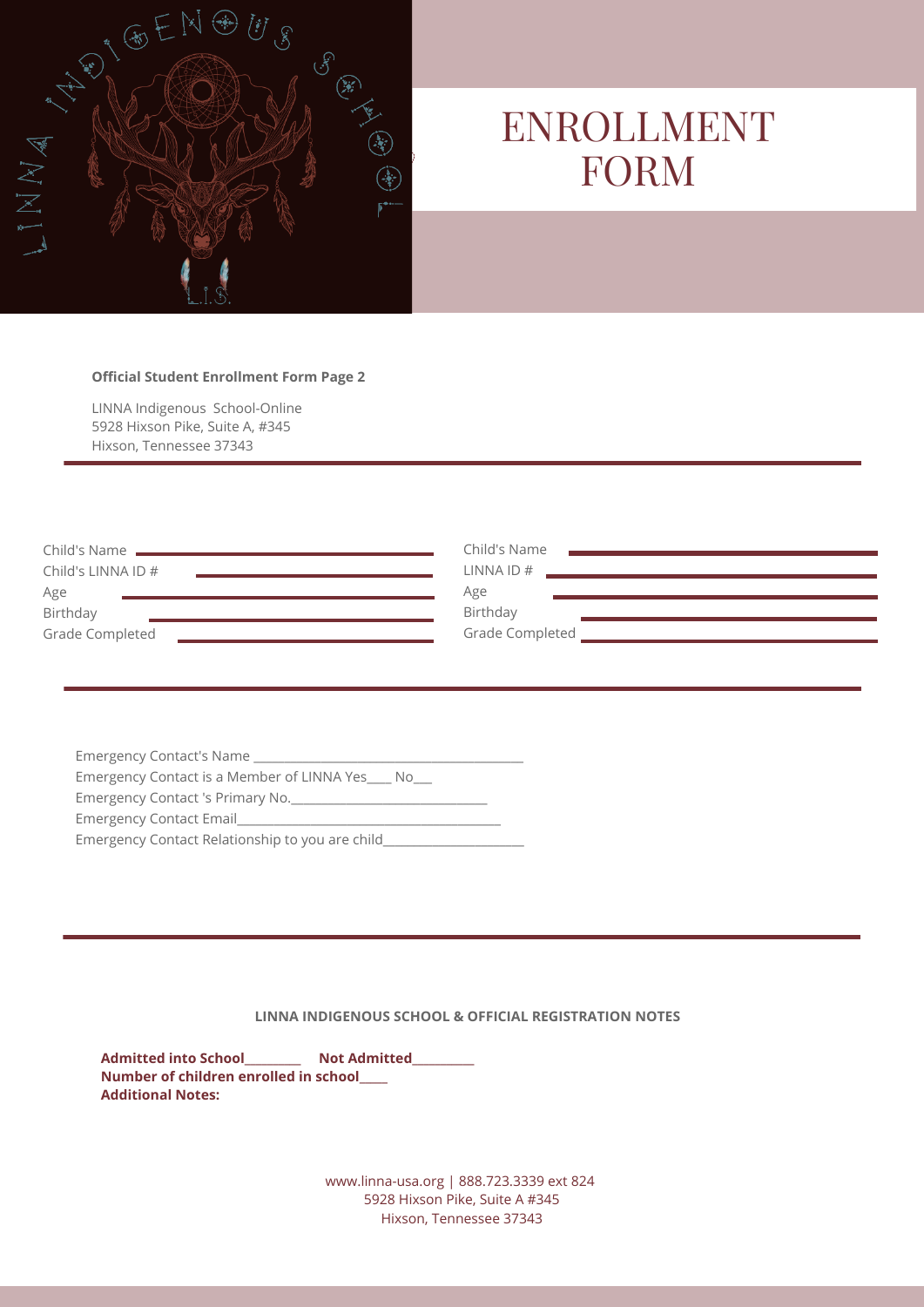# ENROLLMENT FORM

**Official Student Enrollment Form Page 2**

LINNA Indigenous School-Online
5928 Hixson Pike, Suite A, #345
Hixson, Tennessee 37343

---

Child's Name ______________________
Child's LINNA ID # ______________________
Age ______________________
Birthday ______________________
Grade Completed ______________________

Child's Name ______________________
LINNA ID # ______________________
Age ______________________
Birthday ______________________
Grade Completed ______________________

---

Emergency Contact's Name ________________________________________
Emergency Contact is a Member of LINNA Yes____ No___
Emergency Contact 's Primary No.______________________________
Emergency Contact Email________________________________________
Emergency Contact Relationship to you are child_____________________

---

**LINNA INDIGENOUS SCHOOL & OFFICIAL REGISTRATION NOTES**

**Admitted into School________ Not Admitted_________**
**Number of children enrolled in school____**
**Additional Notes:**

www.linna-usa.org | 888.723.3339 ext 824
5928 Hixson Pike, Suite A #345
Hixson, Tennessee 37343